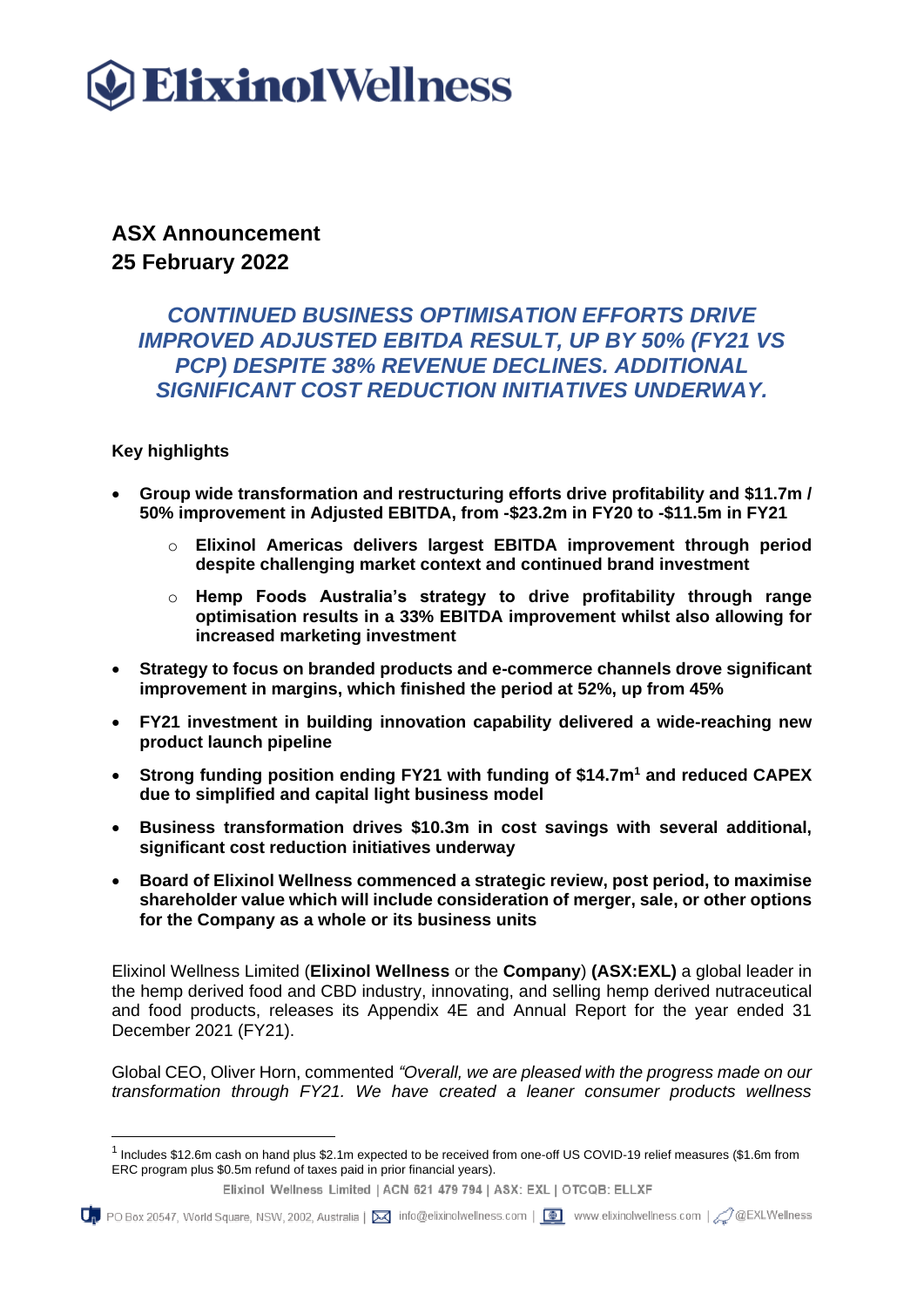# ElixinolWellness

**ASX Announcement**
**25 February 2022**

## *CONTINUED BUSINESS OPTIMISATION EFFORTS DRIVE IMPROVED ADJUSTED EBITDA RESULT, UP BY 50% (FY21 VS PCP) DESPITE 38% REVENUE DECLINES. ADDITIONAL SIGNIFICANT COST REDUCTION INITIATIVES UNDERWAY.*

**Key highlights**

- **Group wide transformation and restructuring efforts drive profitability and $11.7m / 50% improvement in Adjusted EBITDA, from -$23.2m in FY20 to -$11.5m in FY21**
  - **Elixinol Americas delivers largest EBITDA improvement through period despite challenging market context and continued brand investment**
  - **Hemp Foods Australia's strategy to drive profitability through range optimisation results in a 33% EBITDA improvement whilst also allowing for increased marketing investment**
- **Strategy to focus on branded products and e-commerce channels drove significant improvement in margins, which finished the period at 52%, up from 45%**
- **FY21 investment in building innovation capability delivered a wide-reaching new product launch pipeline**
- **Strong funding position ending FY21 with funding of $14.7m[1] and reduced CAPEX due to simplified and capital light business model**
- **Business transformation drives $10.3m in cost savings with several additional, significant cost reduction initiatives underway**
- **Board of Elixinol Wellness commenced a strategic review, post period, to maximise shareholder value which will include consideration of merger, sale, or other options for the Company as a whole or its business units**

Elixinol Wellness Limited (**Elixinol Wellness** or the **Company**) **(ASX:EXL)** a global leader in the hemp derived food and CBD industry, innovating, and selling hemp derived nutraceutical and food products, releases its Appendix 4E and Annual Report for the year ended 31 December 2021 (FY21).

Global CEO, Oliver Horn, commented *"Overall, we are pleased with the progress made on our transformation through FY21. We have created a leaner consumer products wellness*

[1] Includes $12.6m cash on hand plus $2.1m expected to be received from one-off US COVID-19 relief measures ($1.6m from ERC program plus $0.5m refund of taxes paid in prior financial years).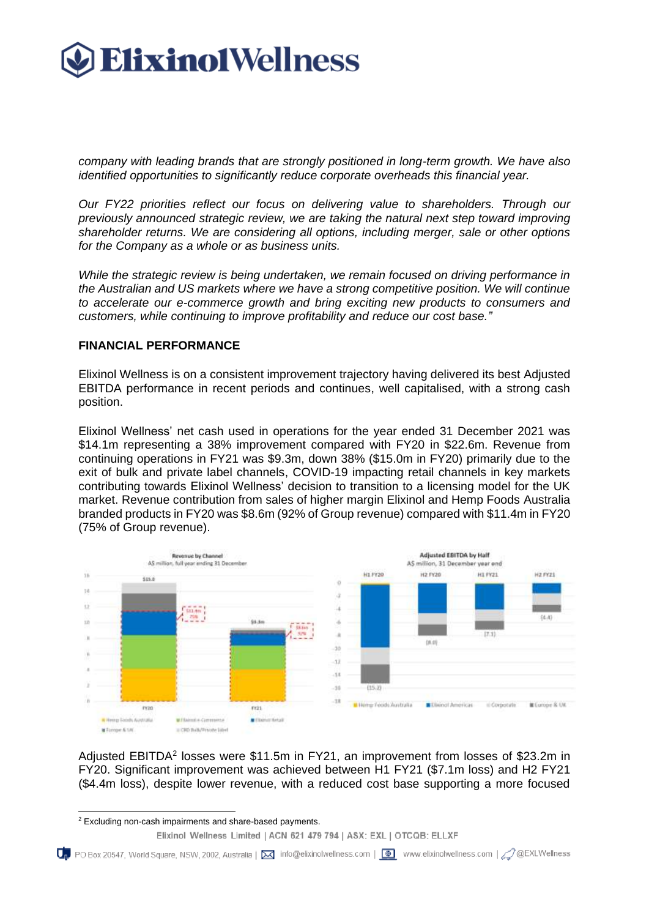*company with leading brands that are strongly positioned in long-term growth. We have also identified opportunities to significantly reduce corporate overheads this financial year.*

*Our FY22 priorities reflect our focus on delivering value to shareholders. Through our previously announced strategic review, we are taking the natural next step toward improving shareholder returns. We are considering all options, including merger, sale or other options for the Company as a whole or as business units.*

*While the strategic review is being undertaken, we remain focused on driving performance in the Australian and US markets where we have a strong competitive position. We will continue to accelerate our e-commerce growth and bring exciting new products to consumers and customers, while continuing to improve profitability and reduce our cost base."*

**FINANCIAL PERFORMANCE**

Elixinol Wellness is on a consistent improvement trajectory having delivered its best Adjusted EBITDA performance in recent periods and continues, well capitalised, with a strong cash position.

Elixinol Wellness' net cash used in operations for the year ended 31 December 2021 was $14.1m representing a 38% improvement compared with FY20 in $22.6m. Revenue from continuing operations in FY21 was $9.3m, down 38% ($15.0m in FY20) primarily due to the exit of bulk and private label channels, COVID-19 impacting retail channels in key markets contributing towards Elixinol Wellness' decision to transition to a licensing model for the UK market. Revenue contribution from sales of higher margin Elixinol and Hemp Foods Australia branded products in FY20 was $8.6m (92% of Group revenue) compared with $11.4m in FY20 (75% of Group revenue).

Adjusted EBITDA[2] losses were $11.5m in FY21, an improvement from losses of $23.2m in FY20. Significant improvement was achieved between H1 FY21 ($7.1m loss) and H2 FY21 ($4.4m loss), despite lower revenue, with a reduced cost base supporting a more focused

[2] Excluding non-cash impairments and share-based payments.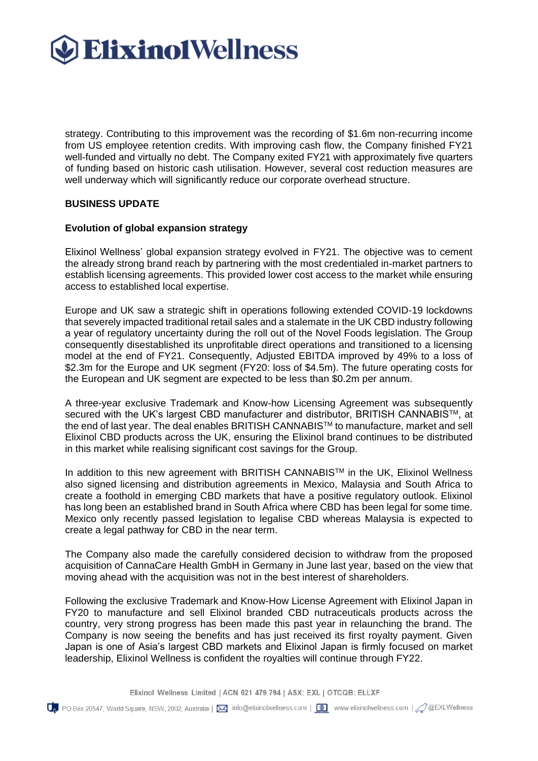strategy. Contributing to this improvement was the recording of $1.6m non-recurring income from US employee retention credits. With improving cash flow, the Company finished FY21 well-funded and virtually no debt. The Company exited FY21 with approximately five quarters of funding based on historic cash utilisation. However, several cost reduction measures are well underway which will significantly reduce our corporate overhead structure.

**BUSINESS UPDATE**

**Evolution of global expansion strategy**

Elixinol Wellness' global expansion strategy evolved in FY21. The objective was to cement the already strong brand reach by partnering with the most credentialed in-market partners to establish licensing agreements. This provided lower cost access to the market while ensuring access to established local expertise.

Europe and UK saw a strategic shift in operations following extended COVID-19 lockdowns that severely impacted traditional retail sales and a stalemate in the UK CBD industry following a year of regulatory uncertainty during the roll out of the Novel Foods legislation. The Group consequently disestablished its unprofitable direct operations and transitioned to a licensing model at the end of FY21. Consequently, Adjusted EBITDA improved by 49% to a loss of $2.3m for the Europe and UK segment (FY20: loss of $4.5m). The future operating costs for the European and UK segment are expected to be less than $0.2m per annum.

A three-year exclusive Trademark and Know-how Licensing Agreement was subsequently secured with the UK's largest CBD manufacturer and distributor, BRITISH CANNABIS™, at the end of last year. The deal enables BRITISH CANNABIS™ to manufacture, market and sell Elixinol CBD products across the UK, ensuring the Elixinol brand continues to be distributed in this market while realising significant cost savings for the Group.

In addition to this new agreement with BRITISH CANNABIS™ in the UK, Elixinol Wellness also signed licensing and distribution agreements in Mexico, Malaysia and South Africa to create a foothold in emerging CBD markets that have a positive regulatory outlook. Elixinol has long been an established brand in South Africa where CBD has been legal for some time. Mexico only recently passed legislation to legalise CBD whereas Malaysia is expected to create a legal pathway for CBD in the near term.

The Company also made the carefully considered decision to withdraw from the proposed acquisition of CannaCare Health GmbH in Germany in June last year, based on the view that moving ahead with the acquisition was not in the best interest of shareholders.

Following the exclusive Trademark and Know-How License Agreement with Elixinol Japan in FY20 to manufacture and sell Elixinol branded CBD nutraceuticals products across the country, very strong progress has been made this past year in relaunching the brand. The Company is now seeing the benefits and has just received its first royalty payment. Given Japan is one of Asia's largest CBD markets and Elixinol Japan is firmly focused on market leadership, Elixinol Wellness is confident the royalties will continue through FY22.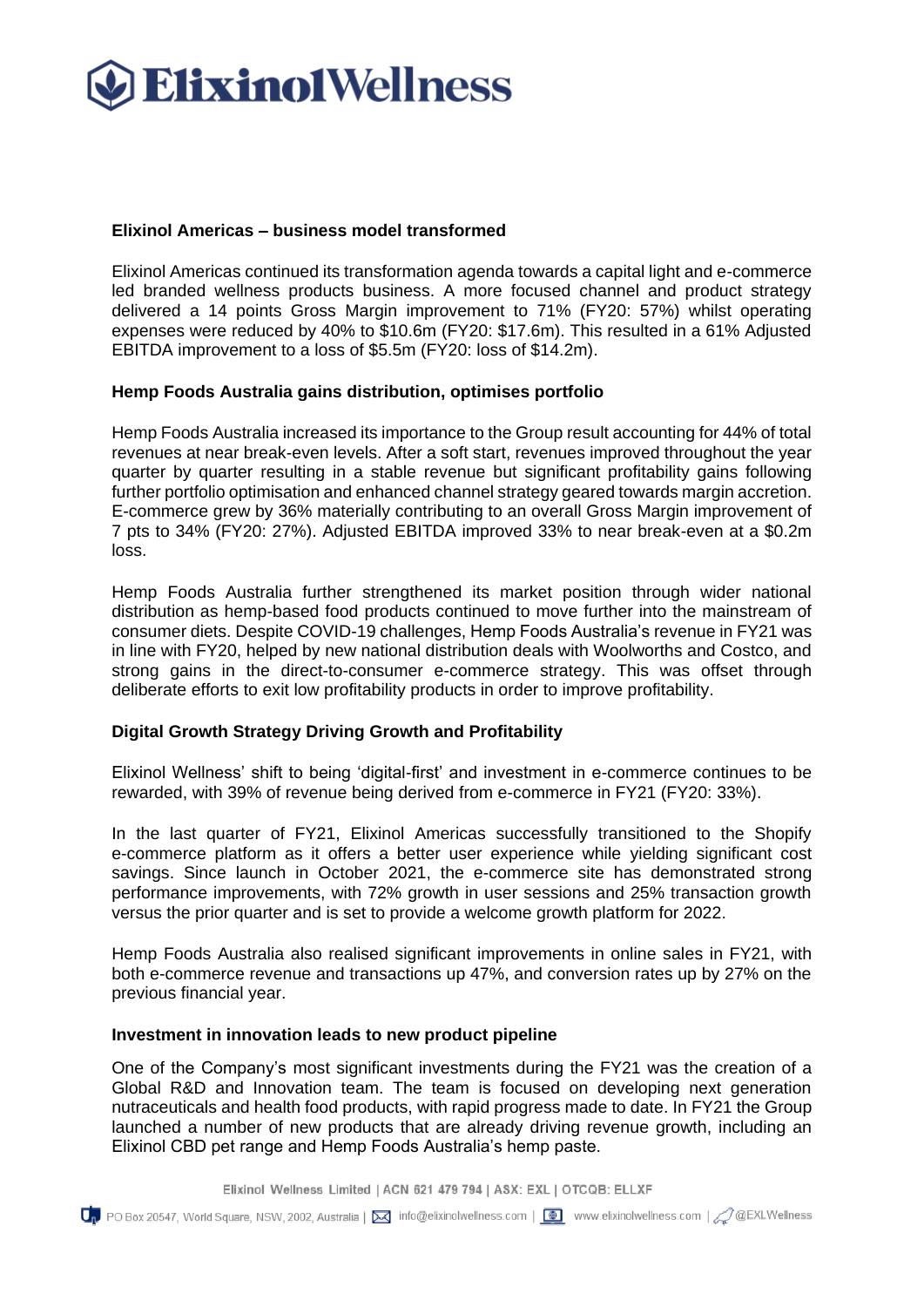### Elixinol Americas – business model transformed

Elixinol Americas continued its transformation agenda towards a capital light and e-commerce led branded wellness products business. A more focused channel and product strategy delivered a 14 points Gross Margin improvement to 71% (FY20: 57%) whilst operating expenses were reduced by 40% to $10.6m (FY20: $17.6m). This resulted in a 61% Adjusted EBITDA improvement to a loss of $5.5m (FY20: loss of $14.2m).

### Hemp Foods Australia gains distribution, optimises portfolio

Hemp Foods Australia increased its importance to the Group result accounting for 44% of total revenues at near break-even levels. After a soft start, revenues improved throughout the year quarter by quarter resulting in a stable revenue but significant profitability gains following further portfolio optimisation and enhanced channel strategy geared towards margin accretion. E-commerce grew by 36% materially contributing to an overall Gross Margin improvement of 7 pts to 34% (FY20: 27%). Adjusted EBITDA improved 33% to near break-even at a $0.2m loss.

Hemp Foods Australia further strengthened its market position through wider national distribution as hemp-based food products continued to move further into the mainstream of consumer diets. Despite COVID-19 challenges, Hemp Foods Australia's revenue in FY21 was in line with FY20, helped by new national distribution deals with Woolworths and Costco, and strong gains in the direct-to-consumer e-commerce strategy. This was offset through deliberate efforts to exit low profitability products in order to improve profitability.

### Digital Growth Strategy Driving Growth and Profitability

Elixinol Wellness' shift to being 'digital-first' and investment in e-commerce continues to be rewarded, with 39% of revenue being derived from e-commerce in FY21 (FY20: 33%).

In the last quarter of FY21, Elixinol Americas successfully transitioned to the Shopify e-commerce platform as it offers a better user experience while yielding significant cost savings. Since launch in October 2021, the e-commerce site has demonstrated strong performance improvements, with 72% growth in user sessions and 25% transaction growth versus the prior quarter and is set to provide a welcome growth platform for 2022.

Hemp Foods Australia also realised significant improvements in online sales in FY21, with both e-commerce revenue and transactions up 47%, and conversion rates up by 27% on the previous financial year.

### Investment in innovation leads to new product pipeline

One of the Company's most significant investments during the FY21 was the creation of a Global R&D and Innovation team. The team is focused on developing next generation nutraceuticals and health food products, with rapid progress made to date. In FY21 the Group launched a number of new products that are already driving revenue growth, including an Elixinol CBD pet range and Hemp Foods Australia's hemp paste.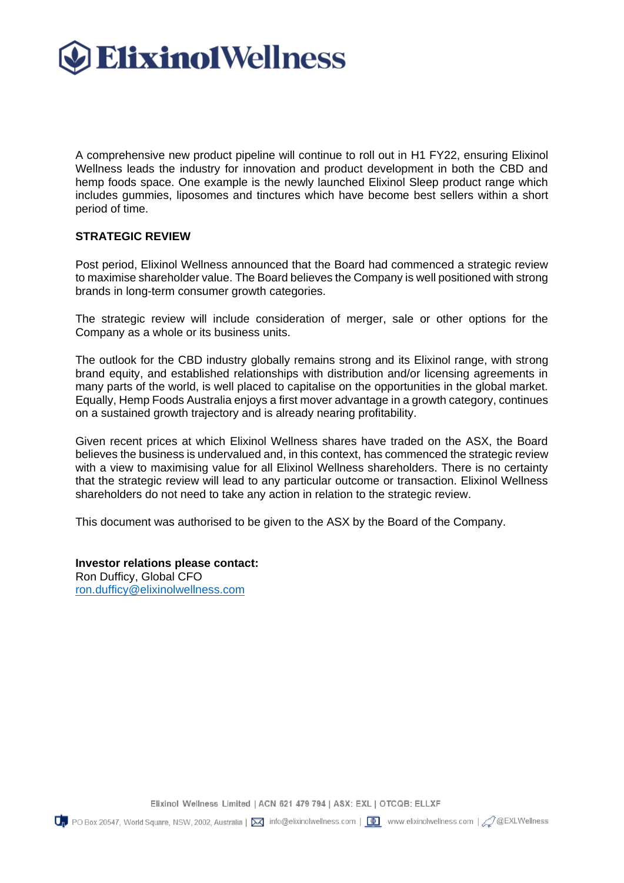A comprehensive new product pipeline will continue to roll out in H1 FY22, ensuring Elixinol Wellness leads the industry for innovation and product development in both the CBD and hemp foods space. One example is the newly launched Elixinol Sleep product range which includes gummies, liposomes and tinctures which have become best sellers within a short period of time.

**STRATEGIC REVIEW**

Post period, Elixinol Wellness announced that the Board had commenced a strategic review to maximise shareholder value. The Board believes the Company is well positioned with strong brands in long-term consumer growth categories.

The strategic review will include consideration of merger, sale or other options for the Company as a whole or its business units.

The outlook for the CBD industry globally remains strong and its Elixinol range, with strong brand equity, and established relationships with distribution and/or licensing agreements in many parts of the world, is well placed to capitalise on the opportunities in the global market. Equally, Hemp Foods Australia enjoys a first mover advantage in a growth category, continues on a sustained growth trajectory and is already nearing profitability.

Given recent prices at which Elixinol Wellness shares have traded on the ASX, the Board believes the business is undervalued and, in this context, has commenced the strategic review with a view to maximising value for all Elixinol Wellness shareholders. There is no certainty that the strategic review will lead to any particular outcome or transaction. Elixinol Wellness shareholders do not need to take any action in relation to the strategic review.

This document was authorised to be given to the ASX by the Board of the Company.

**Investor relations please contact:**
Ron Dufficy, Global CFO
ron.dufficy@elixinolwellness.com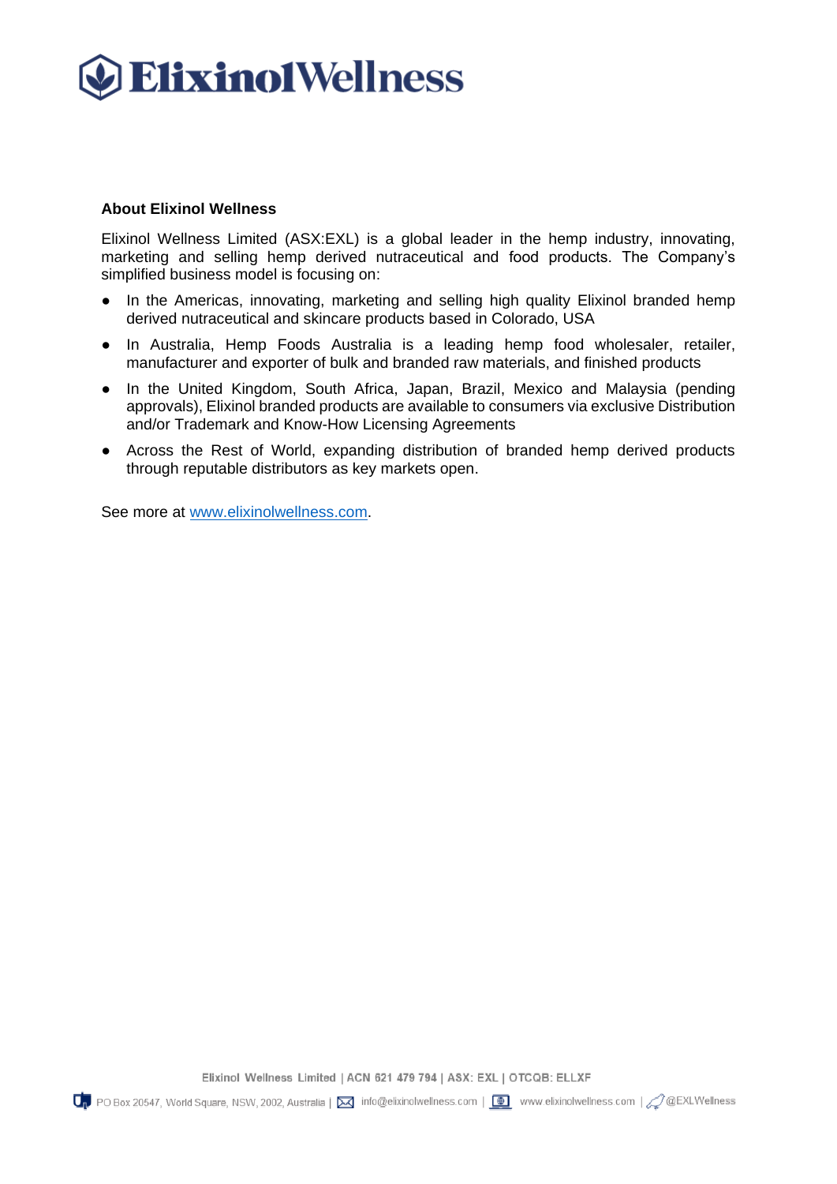**About Elixinol Wellness**

Elixinol Wellness Limited (ASX:EXL) is a global leader in the hemp industry, innovating, marketing and selling hemp derived nutraceutical and food products. The Company's simplified business model is focusing on:

- In the Americas, innovating, marketing and selling high quality Elixinol branded hemp derived nutraceutical and skincare products based in Colorado, USA
- In Australia, Hemp Foods Australia is a leading hemp food wholesaler, retailer, manufacturer and exporter of bulk and branded raw materials, and finished products
- In the United Kingdom, South Africa, Japan, Brazil, Mexico and Malaysia (pending approvals), Elixinol branded products are available to consumers via exclusive Distribution and/or Trademark and Know-How Licensing Agreements
- Across the Rest of World, expanding distribution of branded hemp derived products through reputable distributors as key markets open.

See more at [www.elixinolwellness.com](http://www.elixinolwellness.com).